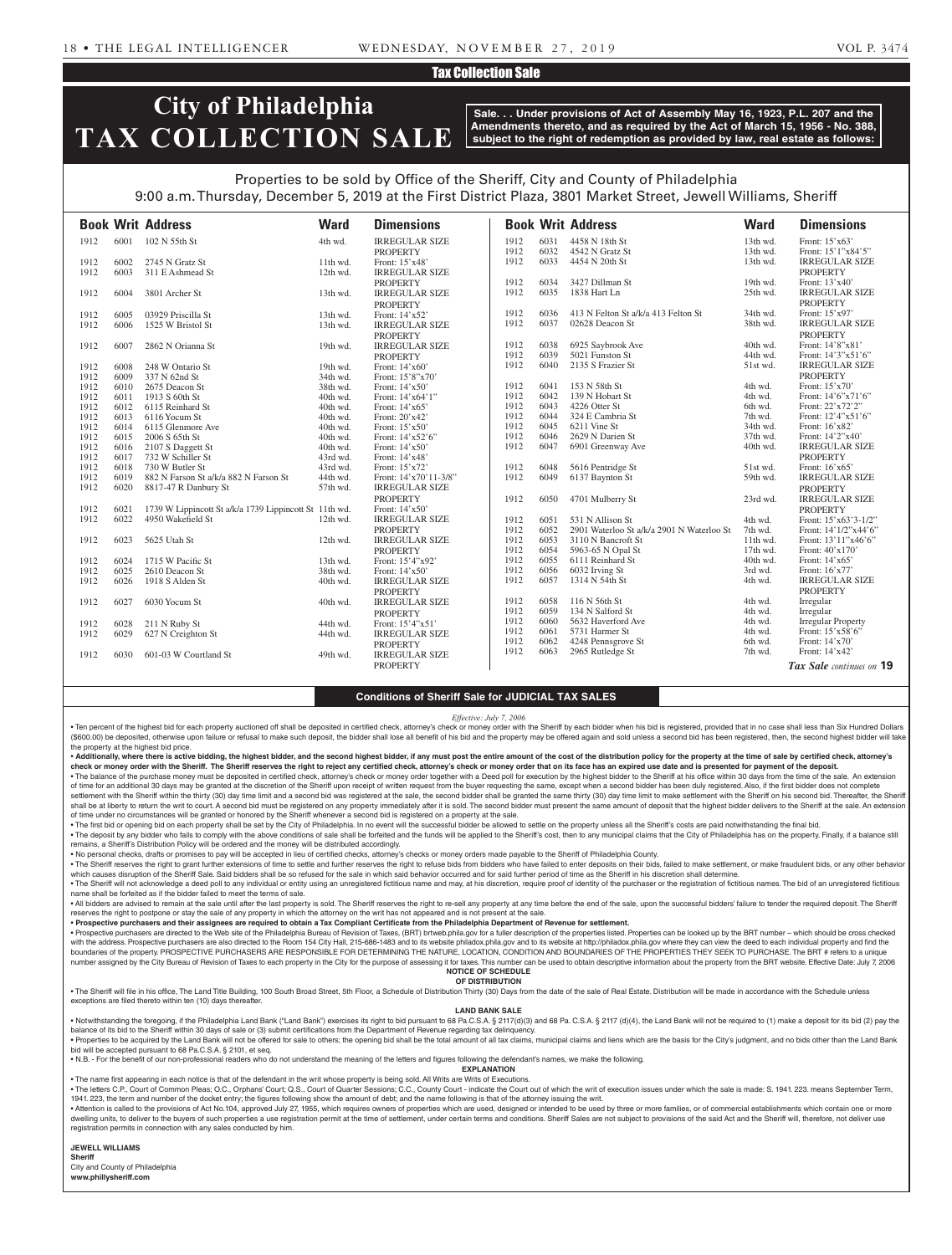## Tax Collection Sale

# City of Philadelphia TAX COLLECTION SALE

**Sale. . . Under provisions of Act of Assembly May 16, 1923, P.L. 207 and the Amendments thereto, and as required by the Act of March 15, 1956 - No. 388, subject to the right of redemption as provided by law, real estate as follows:**

Properties to be sold by Office of the Sheriff, City and County of Philadelphia
9:00 a.m. Thursday, December 5, 2019 at the First District Plaza, 3801 Market Street, Jewell Williams, Sheriff

| Book | Writ | Address | Ward | Dimensions |
|---|---|---|---|---|
| 1912 | 6001 | 102 N 55th St | 4th wd. | IRREGULAR SIZE PROPERTY |
| 1912 | 6002 | 2745 N Gratz St | 11th wd. | Front: 15'x48' |
| 1912 | 6003 | 311 E Ashmead St | 12th wd. | IRREGULAR SIZE PROPERTY |
| 1912 | 6004 | 3801 Archer St | 13th wd. | IRREGULAR SIZE PROPERTY |
| 1912 | 6005 | 03929 Priscilla St | 13th wd. | Front: 14'x52' |
| 1912 | 6006 | 1525 W Bristol St | 13th wd. | IRREGULAR SIZE PROPERTY |
| 1912 | 6007 | 2862 N Orianna St | 19th wd. | IRREGULAR SIZE PROPERTY |
| 1912 | 6008 | 248 W Ontario St | 19th wd. | Front: 14'x60' |
| 1912 | 6009 | 337 N 62nd St | 34th wd. | Front: 15'8"x70' |
| 1912 | 6010 | 2675 Deacon St | 38th wd. | Front: 14'x50' |
| 1912 | 6011 | 1913 S 60th St | 40th wd. | Front: 14'x64'1" |
| 1912 | 6012 | 6115 Reinhard St | 40th wd. | Front: 14'x65' |
| 1912 | 6013 | 6116 Yocum St | 40th wd. | Front: 20'x42' |
| 1912 | 6014 | 6115 Glenmore Ave | 40th wd. | Front: 15'x50' |
| 1912 | 6015 | 2006 S 65th St | 40th wd. | Front: 14'x52'6" |
| 1912 | 6016 | 2107 S Daggett St | 40th wd. | Front: 14'x50' |
| 1912 | 6017 | 732 W Schiller St | 43rd wd. | Front: 14'x48' |
| 1912 | 6018 | 730 W Butler St | 43rd wd. | Front: 15'x72' |
| 1912 | 6019 | 882 N Farson St a/k/a 882 N Farson St | 44th wd. | Front: 14'x70'11-3/8" |
| 1912 | 6020 | 8817-47 R Danbury St | 57th wd. | IRREGULAR SIZE PROPERTY |
| 1912 | 6021 | 1739 W Lippincott St a/k/a 1739 Lippincott St | 11th wd. | Front: 14'x50' |
| 1912 | 6022 | 4950 Wakefield St | 12th wd. | IRREGULAR SIZE PROPERTY |
| 1912 | 6023 | 5625 Utah St | 12th wd. | IRREGULAR SIZE PROPERTY |
| 1912 | 6024 | 1715 W Pacific St | 13th wd. | Front: 15'4"x92' |
| 1912 | 6025 | 2610 Deacon St | 38th wd. | Front: 14'x50' |
| 1912 | 6026 | 1918 S Alden St | 40th wd. | IRREGULAR SIZE PROPERTY |
| 1912 | 6027 | 6030 Yocum St | 40th wd. | IRREGULAR SIZE PROPERTY |
| 1912 | 6028 | 211 N Ruby St | 44th wd. | Front: 15'4"x51' |
| 1912 | 6029 | 627 N Creighton St | 44th wd. | IRREGULAR SIZE PROPERTY |
| 1912 | 6030 | 601-03 W Courtland St | 49th wd. | IRREGULAR SIZE PROPERTY |
| 1912 | 6031 | 4458 N 18th St | 13th wd. | Front: 15'x63' |
| 1912 | 6032 | 4542 N Gratz St | 13th wd. | Front: 15'1"x84'5" |
| 1912 | 6033 | 4454 N 20th St | 13th wd. | IRREGULAR SIZE PROPERTY |
| 1912 | 6034 | 3427 Dillman St | 19th wd. | Front: 13'x40' |
| 1912 | 6035 | 1838 Hart Ln | 25th wd. | IRREGULAR SIZE PROPERTY |
| 1912 | 6036 | 413 N Felton St a/k/a 413 Felton St | 34th wd. | Front: 15'x97' |
| 1912 | 6037 | 02628 Deacon St | 38th wd. | IRREGULAR SIZE PROPERTY |
| 1912 | 6038 | 6925 Saybrook Ave | 40th wd. | Front: 14'8"x81' |
| 1912 | 6039 | 5021 Funston St | 44th wd. | Front: 14'3"x51'6" |
| 1912 | 6040 | 2135 S Frazier St | 51st wd. | IRREGULAR SIZE PROPERTY |
| 1912 | 6041 | 153 N 58th St | 4th wd. | Front: 15'x70' |
| 1912 | 6042 | 139 N Hobart St | 4th wd. | Front: 14'6"x71'6" |
| 1912 | 6043 | 4226 Otter St | 6th wd. | Front: 22'x72'2" |
| 1912 | 6044 | 324 E Cambria St | 7th wd. | Front: 12'4"x51'6" |
| 1912 | 6045 | 6211 Vine St | 34th wd. | Front: 16'x82' |
| 1912 | 6046 | 2629 N Darien St | 37th wd. | Front: 14'2"x40' |
| 1912 | 6047 | 6901 Greenway Ave | 40th wd. | IRREGULAR SIZE PROPERTY |
| 1912 | 6048 | 5616 Pentridge St | 51st wd. | Front: 16'x65' |
| 1912 | 6049 | 6137 Baynton St | 59th wd. | IRREGULAR SIZE PROPERTY |
| 1912 | 6050 | 4701 Mulberry St | 23rd wd. | IRREGULAR SIZE PROPERTY |
| 1912 | 6051 | 531 N Allison St | 4th wd. | Front: 15'x63'3-1/2" |
| 1912 | 6052 | 2901 Waterloo St a/k/a 2901 N Waterloo St | 7th wd. | Front: 14'1/2"x44'6" |
| 1912 | 6053 | 3110 N Bancroft St | 11th wd. | Front: 13'11"x46'6" |
| 1912 | 6054 | 5963-65 N Opal St | 17th wd. | Front: 40'x170' |
| 1912 | 6055 | 6111 Reinhard St | 40th wd. | Front: 14'x65' |
| 1912 | 6056 | 6032 Irving St | 3rd wd. | Front: 16'x77' |
| 1912 | 6057 | 1314 N 54th St | 4th wd. | IRREGULAR SIZE PROPERTY |
| 1912 | 6058 | 116 N 56th St | 4th wd. | Irregular |
| 1912 | 6059 | 134 N Salford St | 4th wd. | Irregular |
| 1912 | 6060 | 5632 Haverford Ave | 4th wd. | Irregular Property |
| 1912 | 6061 | 5731 Harmer St | 4th wd. | Front: 15'x58'6" |
| 1912 | 6062 | 4248 Pennsgrove St | 6th wd. | Front: 14'x70' |
| 1912 | 6063 | 2965 Rutledge St | 7th wd. | Front: 14'x42' |

***Tax Sale** continues on* **19**

### Conditions of Sheriff Sale for JUDICIAL TAX SALES

*Effective: July 7, 2006*

• Ten percent of the highest bid for each property auctioned off shall be deposited in certified check, attorney's check or money order with the Sheriff by each bidder when his bid is registered, provided that in no case shall less than Six Hundred Dollars ($600.00) be deposited, otherwise upon failure or refusal to make such deposit, the bidder shall lose all benefit of his bid and the property may be offered again and sold unless a second bid has been registered, then, the second highest bidder will take the property at the highest bid price.

• **Additionally, where there is active bidding, the highest bidder, and the second highest bidder, if any must post the entire amount of the cost of the distribution policy for the property at the time of sale by certified check, attorney's check or money order with the Sheriff. The Sheriff reserves the right to reject any certified check, attorney's check or money order that on its face has an expired use date and is presented for payment of the deposit.**

• The balance of the purchase money must be deposited in certified check, attorney's check or money order together with a Deed poll for execution by the highest bidder to the Sheriff at his office within 30 days from the time of the sale. An extension of time for an additional 30 days may be granted at the discretion of the Sheriff upon receipt of written request from the buyer requesting the same, except when a second bidder has been duly registered. Also, if the first bidder does not complete settlement with the Sheriff within the thirty (30) day time limit and a second bid was registered at the sale, the second bidder shall be granted the same thirty (30) day time limit to make settlement with the Sheriff on his second bid. Thereafter, the Sheriff shall be at liberty to return the writ to court. A second bid must be registered on any property immediately after it is sold. The second bidder must present the same amount of deposit that the highest bidder delivers to the Sheriff at the sale. An extension of time under no circumstances will be granted or honored by the Sheriff whenever a second bid is registered on a property at the sale.

• The first bid or opening bid on each property shall be set by the City of Philadelphia. In no event will the successful bidder be allowed to settle on the property unless all the Sheriff's costs are paid notwithstanding the final bid.

• The deposit by any bidder who fails to comply with the above conditions of sale shall be forfeited and the funds will be applied to the Sheriff's cost, then to any municipal claims that the City of Philadelphia has on the property. Finally, if a balance still remains, a Sheriff's Distribution Policy will be ordered and the money will be distributed accordingly.

• No personal checks, drafts or promises to pay will be accepted in lieu of certified checks, attorney's checks or money orders made payable to the Sheriff of Philadelphia County.

• The Sheriff reserves the right to grant further extensions of time to settle and further reserves the right to refuse bids from bidders who have failed to enter deposits on their bids, failed to make settlement, or make fraudulent bids, or any other behavior which causes disruption of the Sheriff Sale. Said bidders shall be so refused for the sale in which said behavior occurred and for said further period of time as the Sheriff in his discretion shall determine.

• The Sheriff will not acknowledge a deed poll to any individual or entity using an unregistered fictitious name and may, at his discretion, require proof of identity of the purchaser or the registration of fictitious names. The bid of an unregistered fictitious name shall be forfeited as if the bidder failed to meet the terms of sale.

• All bidders are advised to remain at the sale until after the last property is sold. The Sheriff reserves the right to re-sell any property at any time before the end of the sale, upon the successful bidders' failure to tender the required deposit. The Sheriff reserves the right to postpone or stay the sale of any property in which the attorney on the writ has not appeared and is not present at the sale.

• **Prospective purchasers and their assignees are required to obtain a Tax Compliant Certificate from the Philadelphia Department of Revenue for settlement.**

• Prospective purchasers are directed to the Web site of the Philadelphia Bureau of Revision of Taxes, (BRT) brtweb.phila.gov for a fuller description of the properties listed. Properties can be looked up by the BRT number – which should be cross checked with the address. Prospective purchasers are also directed to the Room 154 City Hall, 215-686-1483 and to its website philadox.phila.gov and to its website at http://philadox.phila.gov where they can view the deed to each individual property and find the boundaries of the property. PROSPECTIVE PURCHASERS ARE RESPONSIBLE FOR DETERMINING THE NATURE, LOCATION, CONDITION AND BOUNDARIES OF THE PROPERTIES THEY SEEK TO PURCHASE. The BRT # refers to a unique number assigned by the City Bureau of Revision of Taxes to each property in the City for the purpose of assessing it for taxes. This number can be used to obtain descriptive information about the property from the BRT website. Effective Date: July 7, 2006

**NOTICE OF SCHEDULE OF DISTRIBUTION**

• The Sheriff will file in his office, The Land Title Building, 100 South Broad Street, 5th Floor, a Schedule of Distribution Thirty (30) Days from the date of the sale of Real Estate. Distribution will be made in accordance with the Schedule unless exceptions are filed thereto within ten (10) days thereafter.

**LAND BANK SALE**

• Notwithstanding the foregoing, if the Philadelphia Land Bank ("Land Bank") exercises its right to bid pursuant to 68 Pa.C.S.A. § 2117(d)(3) and 68 Pa. C.S.A. § 2117 (d)(4), the Land Bank will not be required to (1) make a deposit for its bid (2) pay the balance of its bid to the Sheriff within 30 days of sale or (3) submit certifications from the Department of Revenue regarding tax delinquency.

• Properties to be acquired by the Land Bank will not be offered for sale to others; the opening bid shall be the total amount of all tax claims, municipal claims and liens which are the basis for the City's judgment, and no bids other than the Land Bank bid will be accepted pursuant to 68 Pa.C.S.A. § 2101, et seq.

• N.B. - For the benefit of our non-professional readers who do not understand the meaning of the letters and figures following the defendant's names, we make the following.

**EXPLANATION**

• The name first appearing in each notice is that of the defendant in the writ whose property is being sold. All Writs are Writs of Executions.

• The letters C.P., Court of Common Pleas; O.C., Orphans' Court; Q.S., Court of Quarter Sessions; C.C., County Court - indicate the Court out of which the writ of execution issues under which the sale is made: S. 1941. 223. means September Term, 1941. 223, the term and number of the docket entry; the figures following show the amount of debt; and the name following is that of the attorney issuing the writ.

• Attention is called to the provisions of Act No.104, approved July 27, 1955, which requires owners of properties which are used, designed or intended to be used by three or more families, or of commercial establishments which contain one or more dwelling units, to deliver to the buyers of such properties a use registration permit at the time of settlement, under certain terms and conditions. Sheriff Sales are not subject to provisions of the said Act and the Sheriff will, therefore, not deliver use registration permits in connection with any sales conducted by him.

**JEWELL WILLIAMS**
**Sheriff**
City and County of Philadelphia
**www.phillysheriff.com**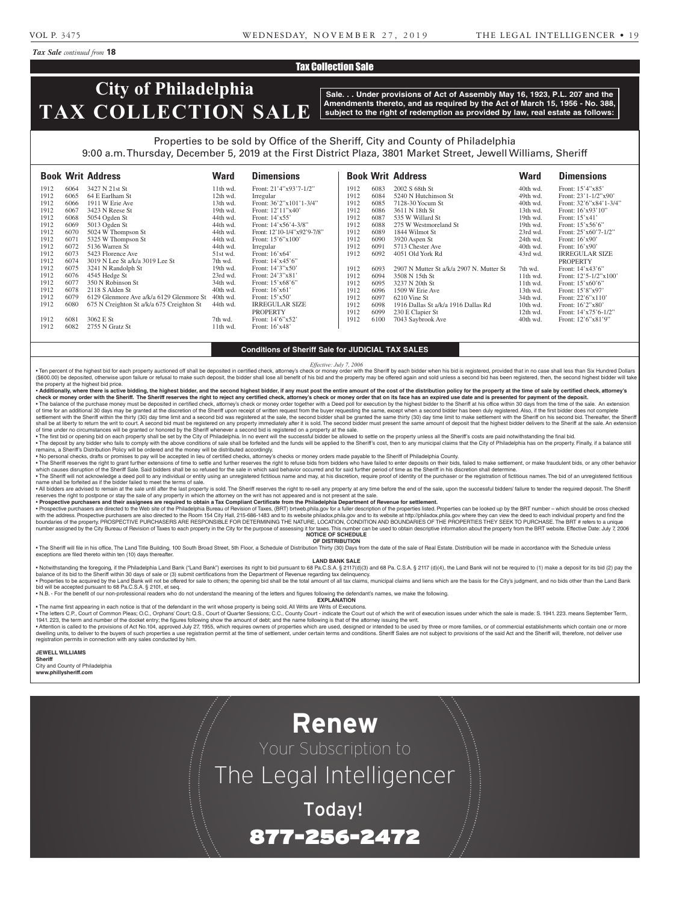*Tax Sale continued from* **18**

**Tax Collection Sale**

# City of Philadelphia TAX COLLECTION SALE

**Sale. . . Under provisions of Act of Assembly May 16, 1923, P.L. 207 and the Amendments thereto, and as required by the Act of March 15, 1956 - No. 388, subject to the right of redemption as provided by law, real estate as follows:**

Properties to be sold by Office of the Sheriff, City and County of Philadelphia
9:00 a.m. Thursday, December 5, 2019 at the First District Plaza, 3801 Market Street, Jewell Williams, Sheriff

| Book | Writ | Address | Ward | Dimensions |
|---|---|---|---|---|
| 1912 | 6064 | 3427 N 21st St | 11th wd. | Front: 21'4"x93'7-1/2" |
| 1912 | 6065 | 64 E Earlham St | 12th wd. | Irregular |
| 1912 | 6066 | 1911 W Erie Ave | 13th wd. | Front: 36'2"x101'1-3/4" |
| 1912 | 6067 | 3423 N Reese St | 19th wd. | Front: 12'11"x40' |
| 1912 | 6068 | 5054 Ogden St | 44th wd. | Front: 14'x55' |
| 1912 | 6069 | 5013 Ogden St | 44th wd. | Front: 14'x56'4-3/8" |
| 1912 | 6070 | 5024 W Thompson St | 44th wd. | Front: 12'10-1/4"x92'9-7/8" |
| 1912 | 6071 | 5325 W Thompson St | 44th wd. | Front: 15'6"x100' |
| 1912 | 6072 | 5136 Warren St | 44th wd. | Irregular |
| 1912 | 6073 | 5423 Florence Ave | 51st wd. | Front: 16'x64' |
| 1912 | 6074 | 3019 N Lee St a/k/a 3019 Lee St | 7th wd. | Front: 14'x45'6" |
| 1912 | 6075 | 3241 N Randolph St | 19th wd. | Front: 14'3"x50' |
| 1912 | 6076 | 4545 Hedge St | 23rd wd. | Front: 24'3"x81' |
| 1912 | 6077 | 350 N Robinson St | 34th wd. | Front: 15'x68'6" |
| 1912 | 6078 | 2118 S Alden St | 40th wd. | Front: 16'x61' |
| 1912 | 6079 | 6129 Glenmore Ave a/k/a 6129 Glenmore St | 40th wd. | Front: 15'x50' |
| 1912 | 6080 | 675 N Creighton St a/k/a 675 Creighton St | 44th wd. | IRREGULAR SIZE PROPERTY |
| 1912 | 6081 | 3062 E St | 7th wd. | Front: 14'6"x52' |
| 1912 | 6082 | 2755 N Gratz St | 11th wd. | Front: 16'x48' |
| 1912 | 6083 | 2002 S 68th St | 40th wd. | Front: 15'4"x85' |
| 1912 | 6084 | 5240 N Hutchinson St | 49th wd. | Front: 23'1-1/2"x90' |
| 1912 | 6085 | 7128-30 Yocum St | 40th wd. | Front: 32'6"x84'1-3/4" |
| 1912 | 6086 | 3611 N 18th St | 13th wd. | Front: 16'x93'10" |
| 1912 | 6087 | 535 W Willard St | 19th wd. | Front: 15'x41' |
| 1912 | 6088 | 275 W Westmoreland St | 19th wd. | Front: 15'x56'6" |
| 1912 | 6089 | 1844 Wilmot St | 23rd wd. | Front: 25'x60'7-1/2" |
| 1912 | 6090 | 3920 Aspen St | 24th wd. | Front: 16'x90' |
| 1912 | 6091 | 5713 Chester Ave | 40th wd. | Front: 16'x90' |
| 1912 | 6092 | 4051 Old York Rd | 43rd wd. | IRREGULAR SIZE PROPERTY |
| 1912 | 6093 | 2907 N Mutter St a/k/a 2907 N. Mutter St | 7th wd. | Front: 14'x43'6" |
| 1912 | 6094 | 3508 N 15th St | 11th wd. | Front: 12'5-1/2"x100' |
| 1912 | 6095 | 3237 N 20th St | 11th wd. | Front: 15'x60'6" |
| 1912 | 6096 | 1509 W Erie Ave | 13th wd. | Front: 15'8"x97' |
| 1912 | 6097 | 6210 Vine St | 34th wd. | Front: 22'6"x110' |
| 1912 | 6098 | 1916 Dallas St a/k/a 1916 Dallas Rd | 10th wd. | Front: 16'2"x80' |
| 1912 | 6099 | 230 E Clapier St | 12th wd. | Front: 14'x75'6-1/2" |
| 1912 | 6100 | 7043 Saybrook Ave | 40th wd. | Front: 12'6"x81'9" |

## Conditions of Sheriff Sale for JUDICIAL TAX SALES

*Effective: July 7, 2006*

• Ten percent of the highest bid for each property auctioned off shall be deposited in certified check, attorney's check or money order with the Sheriff by each bidder when his bid is registered, provided that in no case shall less than Six Hundred Dollars ($600.00) be deposited, otherwise upon failure or refusal to make such deposit, the bidder shall lose all benefit of his bid and the property may be offered again and sold unless a second bid has been registered, then, the second highest bidder will take the property at the highest bid price.

**• Additionally, where there is active bidding, the highest bidder, and the second highest bidder, if any must post the entire amount of the cost of the distribution policy for the property at the time of sale by certified check, attorney's check or money order with the Sheriff. The Sheriff reserves the right to reject any certified check, attorney's check or money order that on its face has an expired use date and is presented for payment of the deposit.**

• The balance of the purchase money must be deposited in certified check, attorney's check or money order together with a Deed poll for execution by the highest bidder to the Sheriff at his office within 30 days from the time of the sale. An extension of time for an additional 30 days may be granted at the discretion of the Sheriff upon receipt of written request from the buyer requesting the same, except when a second bidder has been duly registered. Also, if the first bidder does not complete settlement with the Sheriff within the thirty (30) day time limit and a second bid was registered at the sale, the second bidder shall be granted the same thirty (30) day time limit to make settlement with the Sheriff on his second bid. Thereafter, the Sheriff shall be at liberty to return the writ to court. A second bid must be registered on any property immediately after it is sold. The second bidder must present the same amount of deposit that the highest bidder delivers to the Sheriff at the sale. An extension of time under no circumstances will be granted or honored by the Sheriff whenever a second bid is registered on a property at the sale.

• The first bid or opening bid on each property shall be set by the City of Philadelphia. In no event will the successful bidder be allowed to settle on the property unless all the Sheriff's costs are paid notwithstanding the final bid.

• The deposit by any bidder who fails to comply with the above conditions of sale shall be forfeited and the funds will be applied to the Sheriff's cost, then to any municipal claims that the City of Philadelphia has on the property. Finally, if a balance still remains, a Sheriff's Distribution Policy will be ordered and the money will be distributed accordingly.

• No personal checks, drafts or promises to pay will be accepted in lieu of certified checks, attorney's checks or money orders made payable to the Sheriff of Philadelphia County.

• The Sheriff reserves the right to grant further extensions of time to settle and further reserves the right to refuse bids from bidders who have failed to enter deposits on their bids, failed to make settlement, or make fraudulent bids, or any other behavior which causes disruption of the Sheriff Sale. Said bidders shall be so refused for the sale in which said behavior occurred and for said further period of time as the Sheriff in his discretion shall determine.

• The Sheriff will not acknowledge a deed poll to any individual or entity using an unregistered fictitious name and may, at his discretion, require proof of identity of the purchaser or the registration of fictitious names. The bid of an unregistered fictitious name shall be forfeited as if the bidder failed to meet the terms of sale.

• All bidders are advised to remain at the sale until after the last property is sold. The Sheriff reserves the right to re-sell any property at any time before the end of the sale, upon the successful bidders' failure to tender the required deposit. The Sheriff reserves the right to postpone or stay the sale of any property in which the attorney on the writ has not appeared and is not present at the sale.

**• Prospective purchasers and their assignees are required to obtain a Tax Compliant Certificate from the Philadelphia Department of Revenue for settlement.**

• Prospective purchasers are directed to the Web site of the Philadelphia Bureau of Revision of Taxes, (BRT) brtweb.phila.gov for a fuller description of the properties listed. Properties can be looked up by the BRT number – which should be cross checked with the address. Prospective purchasers are also directed to the Room 154 City Hall, 215-686-1483 and to its website philadox.phila.gov and to its website at http://philadox.phila.gov where they can view the deed to each individual property and find the boundaries of the property. PROSPECTIVE PURCHASERS ARE RESPONSIBLE FOR DETERMINING THE NATURE, LOCATION, CONDITION AND BOUNDARIES OF THE PROPERTIES THEY SEEK TO PURCHASE. The BRT # refers to a unique number assigned by the City Bureau of Revision of Taxes to each property in the City for the purpose of assessing it for taxes. This number can be used to obtain descriptive information about the property from the BRT website. Effective Date: July 7, 2006

**NOTICE OF SCHEDULE OF DISTRIBUTION**

• The Sheriff will file in his office, The Land Title Building, 100 South Broad Street, 5th Floor, a Schedule of Distribution Thirty (30) Days from the date of the sale of Real Estate. Distribution will be made in accordance with the Schedule unless exceptions are filed thereto within ten (10) days thereafter.

**LAND BANK SALE**

• Notwithstanding the foregoing, if the Philadelphia Land Bank ("Land Bank") exercises its right to bid pursuant to 68 Pa.C.S.A. § 2117(d)(3) and 68 Pa. C.S.A. § 2117 (d)(4), the Land Bank will not be required to (1) make a deposit for its bid (2) pay the balance of its bid to the Sheriff within 30 days of sale or (3) submit certifications from the Department of Revenue regarding tax delinquency.

• Properties to be acquired by the Land Bank will not be offered for sale to others; the opening bid shall be the total amount of all tax claims, municipal claims and liens which are the basis for the City's judgment, and no bids other than the Land Bank bid will be accepted pursuant to 68 Pa.C.S.A. § 2101, et seq.

• N.B. - For the benefit of our non-professional readers who do not understand the meaning of the letters and figures following the defendant's names, we make the following.

**EXPLANATION**

• The name first appearing in each notice is that of the defendant in the writ whose property is being sold. All Writs are Writs of Executions.

• The letters C.P., Court of Common Pleas; O.C., Orphans' Court; Q.S., Court of Quarter Sessions; C.C., County Court - indicate the Court out of which the writ of execution issues under which the sale is made: S. 1941. 223. means September Term, 1941. 223, the term and number of the docket entry; the figures following show the amount of debt; and the name following is that of the attorney issuing the writ.

• Attention is called to the provisions of Act No.104, approved July 27, 1955, which requires owners of properties which are used, designed or intended to be used by three or more families, or of commercial establishments which contain one or more dwelling units, to deliver to the buyers of such properties a use registration permit at the time of settlement, under certain terms and conditions. Sheriff Sales are not subject to provisions of the said Act and the Sheriff will, therefore, not deliver use registration permits in connection with any sales conducted by him.

**JEWELL WILLIAMS**
**Sheriff**
City and County of Philadelphia
**www.phillysheriff.com**

**Renew**
Your Subscription to
The Legal Intelligencer
Today!
**877-256-2472**